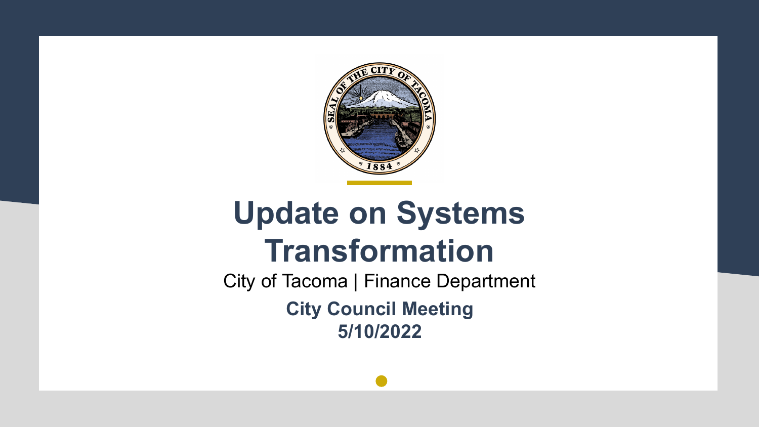# Update on Systems Transformation

City of Tacoma | Finance Department

**City Council Meeting**

**5/10/2022**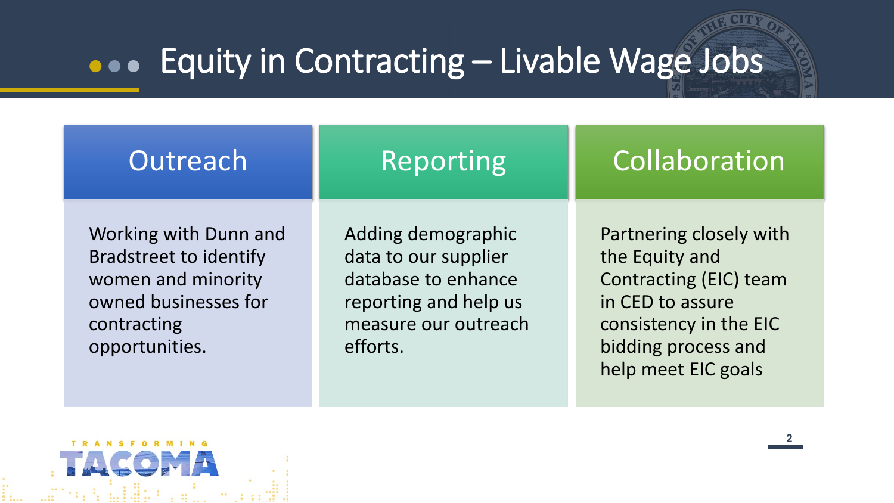# Equity in Contracting – Livable Wage Jobs

## Outreach

Working with Dunn and Bradstreet to identify women and minority owned businesses for contracting opportunities.

## Reporting

Adding demographic data to our supplier database to enhance reporting and help us measure our outreach efforts.

## Collaboration

Partnering closely with the Equity and Contracting (EIC) team in CED to assure consistency in the EIC bidding process and help meet EIC goals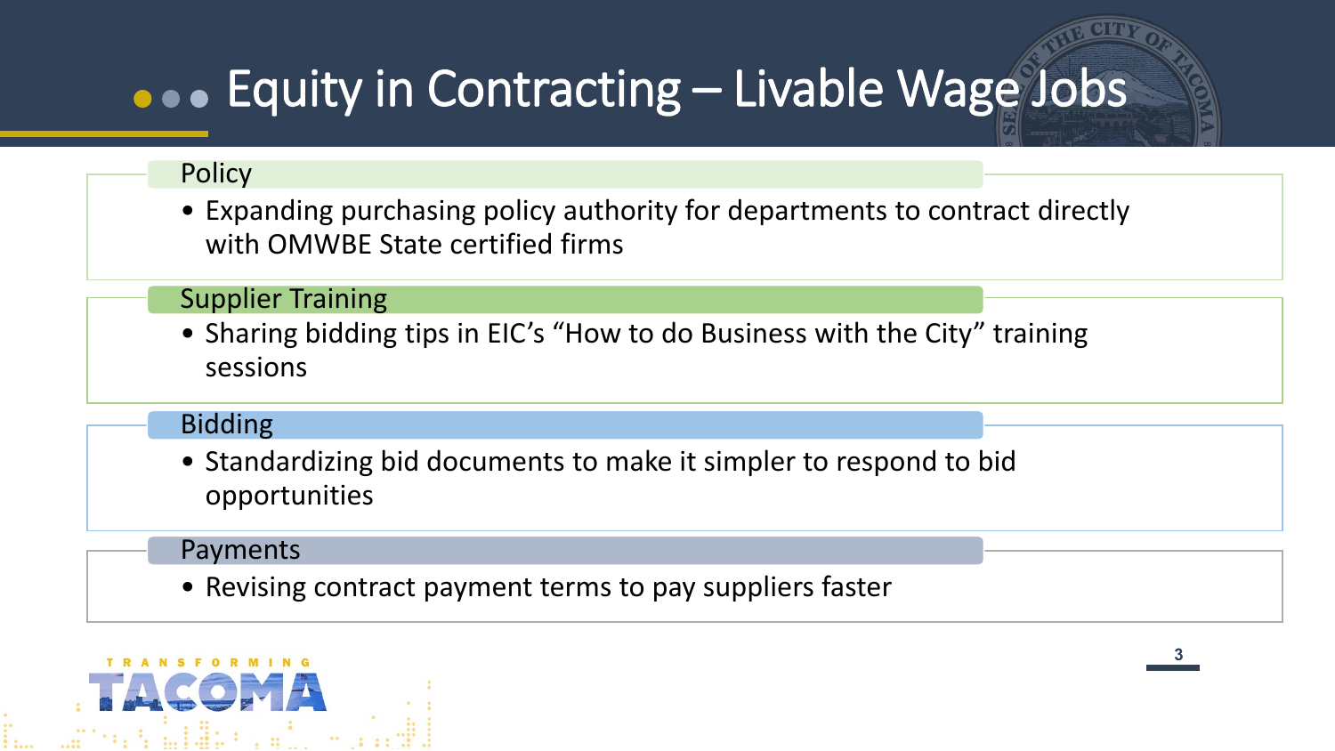# Equity in Contracting – Livable Wage Jobs

## Policy

- Expanding purchasing policy authority for departments to contract directly with OMWBE State certified firms

## Supplier Training

- Sharing bidding tips in EIC's "How to do Business with the City" training sessions

## Bidding

- Standardizing bid documents to make it simpler to respond to bid opportunities

## Payments

- Revising contract payment terms to pay suppliers faster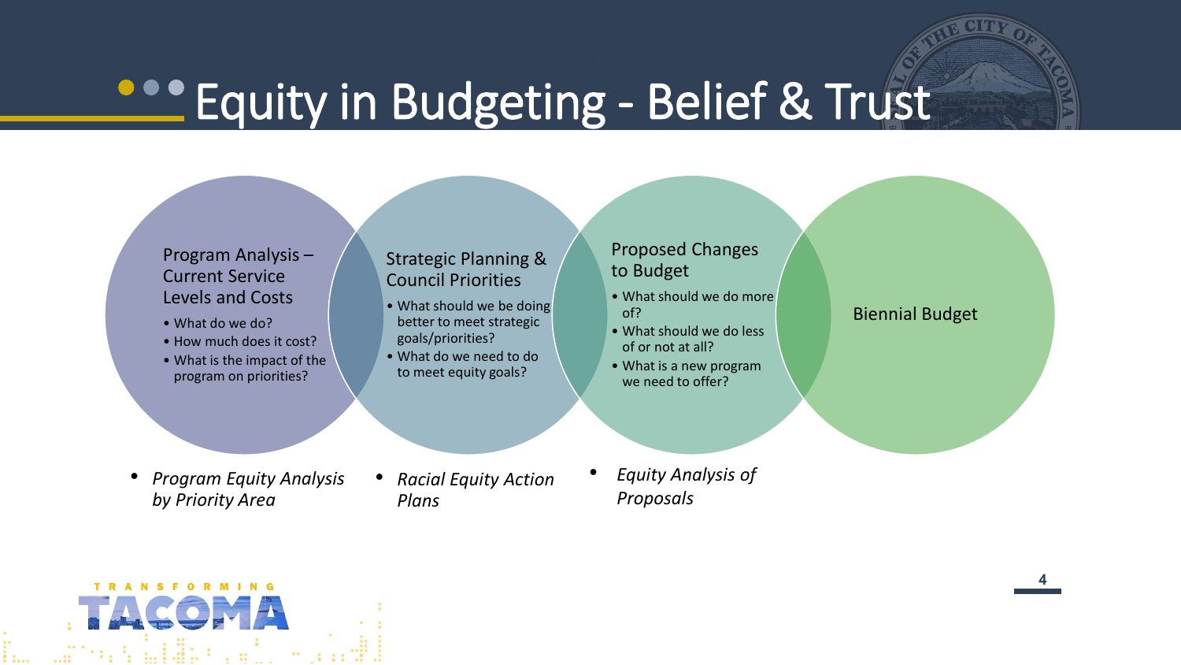# Equity in Budgeting - Belief & Trust

### Program Analysis – Current Service Levels and Costs

- What do we do?
- How much does it cost?
- What is the impact of the program on priorities?

### Strategic Planning & Council Priorities

- What should we be doing better to meet strategic goals/priorities?
- What do we need to do to meet equity goals?

### Proposed Changes to Budget

- What should we do more of?
- What should we do less of or not at all?
- What is a new program we need to offer?

### Biennial Budget

- *Program Equity Analysis by Priority Area*
- *Racial Equity Action Plans*
- *Equity Analysis of Proposals*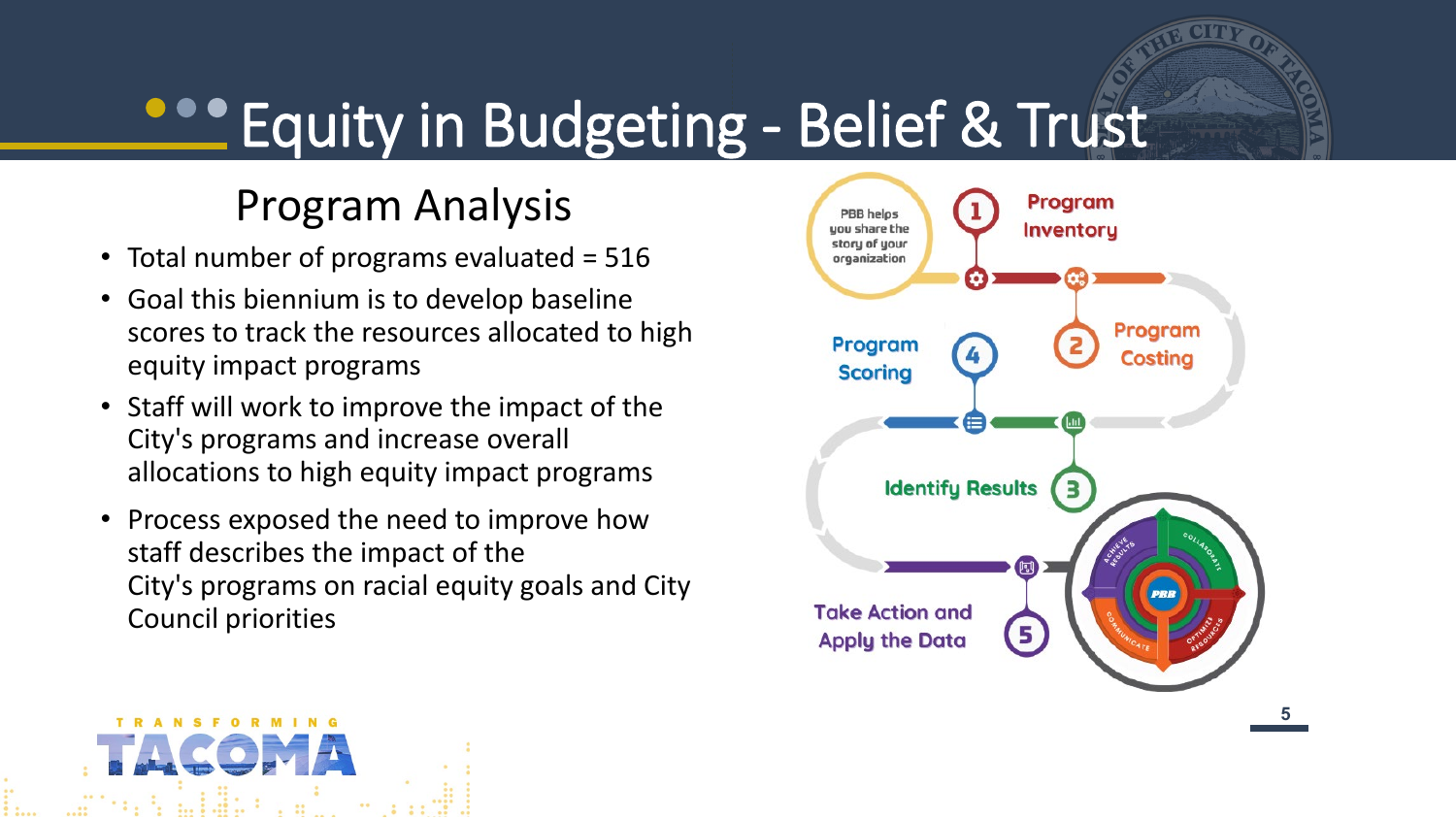# Equity in Budgeting - Belief & Trust

## Program Analysis

- Total number of programs evaluated = 516
- Goal this biennium is to develop baseline scores to track the resources allocated to high equity impact programs
- Staff will work to improve the impact of the City's programs and increase overall allocations to high equity impact programs
- Process exposed the need to improve how staff describes the impact of the City's programs on racial equity goals and City Council priorities

PBB helps you share the story of your organization

1. Program Inventory
2. Program Costing
3. Identify Results
4. Program Scoring
5. Take Action and Apply the Data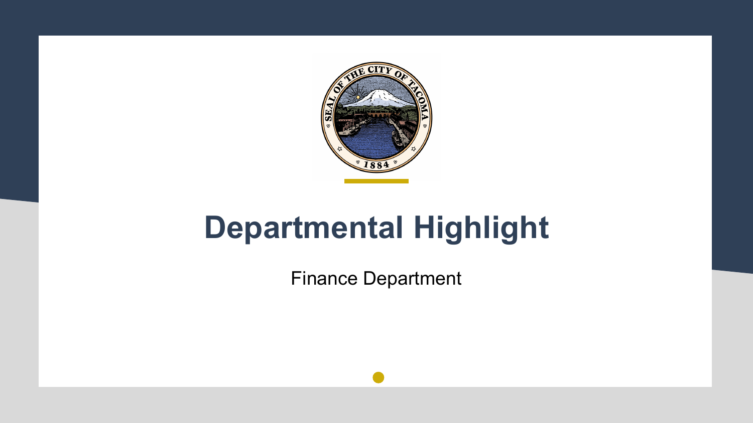# Departmental Highlight

Finance Department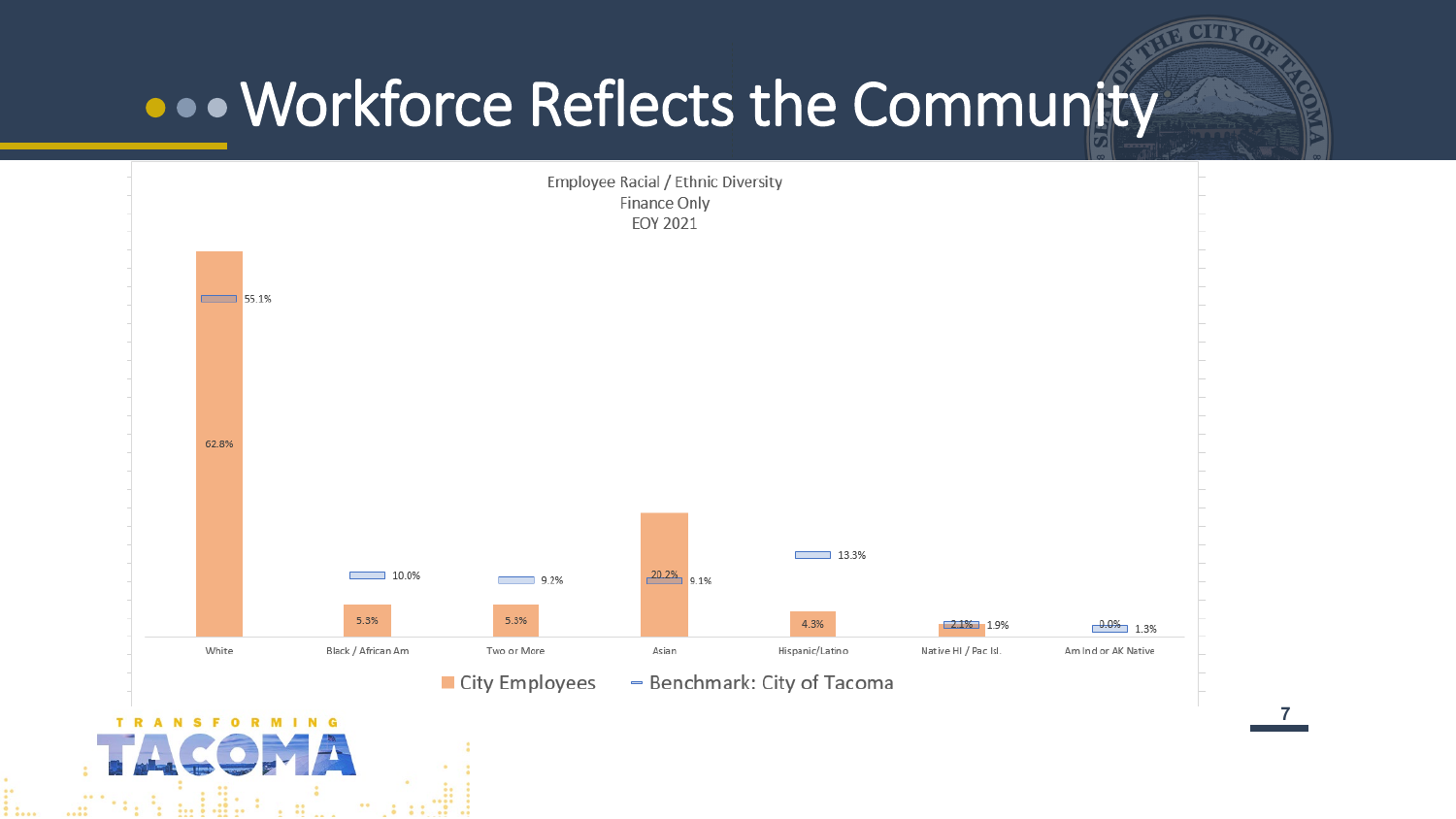# Workforce Reflects the Community

Employee Racial / Ethnic Diversity
Finance Only
EOY 2021

| Category | City Employees | Benchmark: City of Tacoma |
| --- | --- | --- |
| White | 62.8% | 55.1% |
| Black / African Am | 5.3% | 10.0% |
| Two or More | 5.3% | 9.2% |
| Asian | 20.2% | 9.1% |
| Hispanic/Latino | 4.3% | 13.3% |
| Native HI / Pac Id. | 2.1% | 1.9% |
| Am Ind or AK Native | 0.0% | 1.3% |

TRANSFORMING TACOMA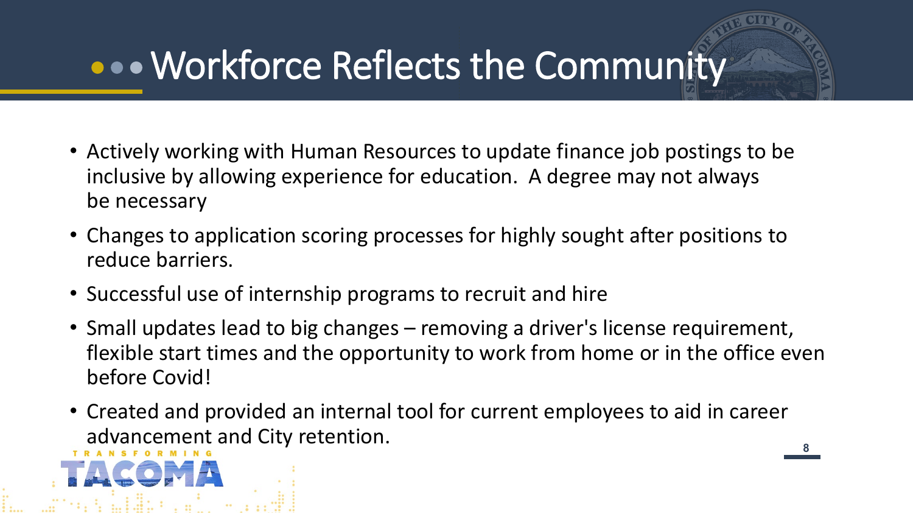# Workforce Reflects the Community

- Actively working with Human Resources to update finance job postings to be inclusive by allowing experience for education. A degree may not always be necessary
- Changes to application scoring processes for highly sought after positions to reduce barriers.
- Successful use of internship programs to recruit and hire
- Small updates lead to big changes – removing a driver's license requirement, flexible start times and the opportunity to work from home or in the office even before Covid!
- Created and provided an internal tool for current employees to aid in career advancement and City retention.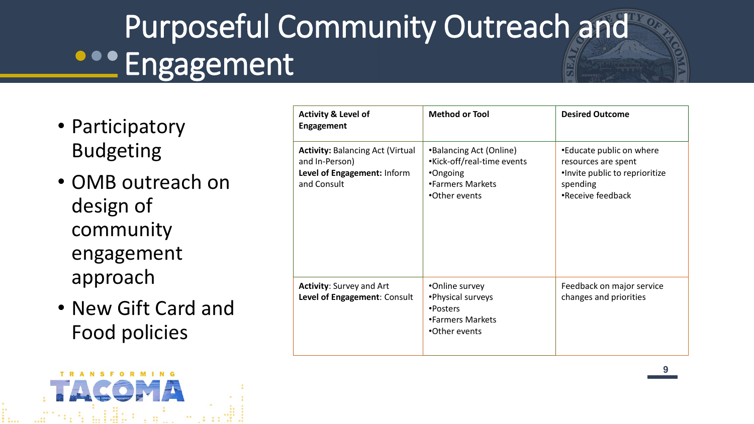# Purposeful Community Outreach and Engagement

- Participatory Budgeting
- OMB outreach on design of community engagement approach
- New Gift Card and Food policies

| **Activity & Level of Engagement** | **Method or Tool** | **Desired Outcome** |
|---|---|---|
| **Activity:** Balancing Act (Virtual and In-Person)<br>**Level of Engagement:** Inform and Consult | •Balancing Act (Online)<br>•Kick-off/real-time events<br>•Ongoing<br>•Farmers Markets<br>•Other events | •Educate public on where resources are spent<br>•Invite public to reprioritize spending<br>•Receive feedback |
| **Activity**: Survey and Art<br>**Level of Engagement**: Consult | •Online survey<br>•Physical surveys<br>•Posters<br>•Farmers Markets<br>•Other events | Feedback on major service changes and priorities |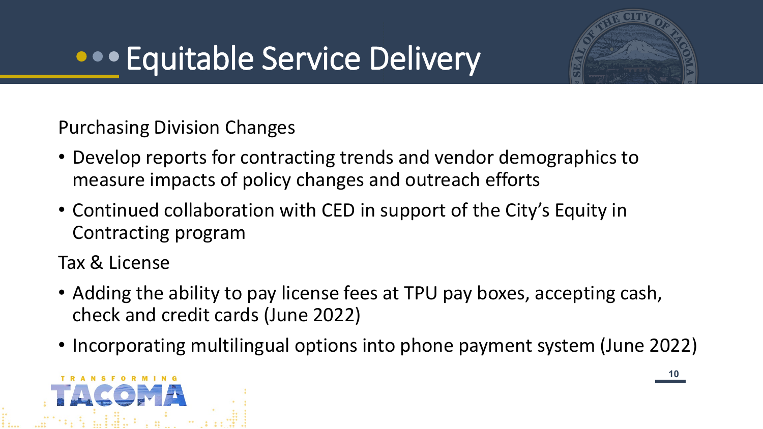# Equitable Service Delivery

Purchasing Division Changes

- Develop reports for contracting trends and vendor demographics to measure impacts of policy changes and outreach efforts
- Continued collaboration with CED in support of the City's Equity in Contracting program

Tax & License

- Adding the ability to pay license fees at TPU pay boxes, accepting cash, check and credit cards (June 2022)
- Incorporating multilingual options into phone payment system (June 2022)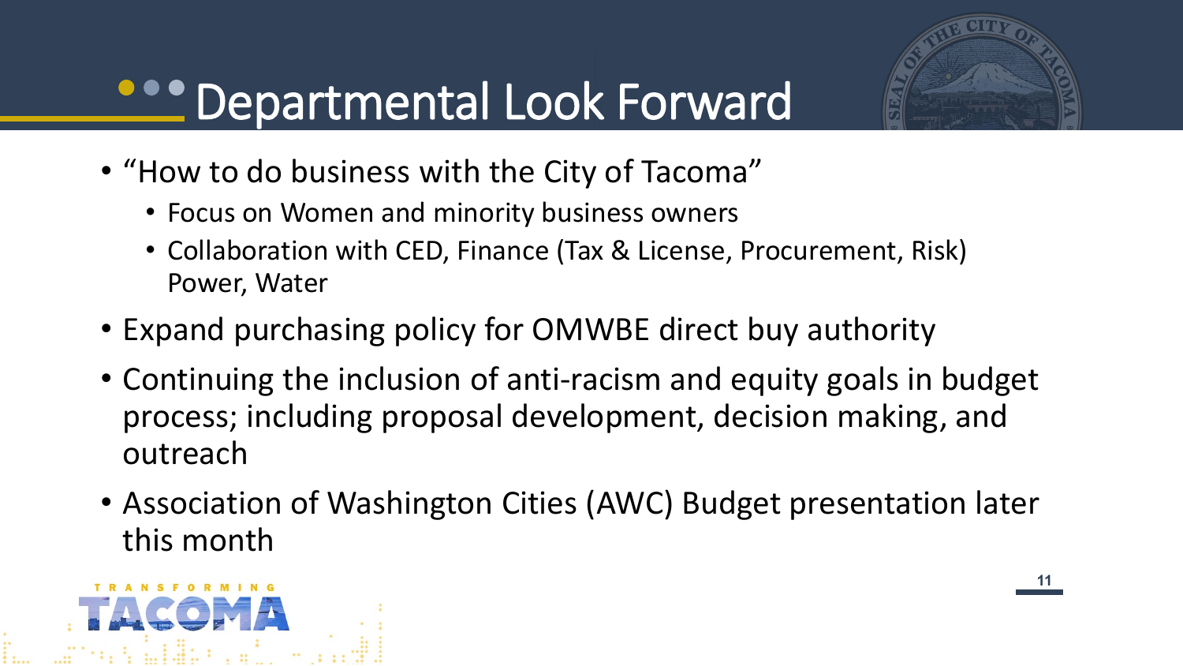# Departmental Look Forward

- "How to do business with the City of Tacoma"
  - Focus on Women and minority business owners
  - Collaboration with CED, Finance (Tax & License, Procurement, Risk) Power, Water
- Expand purchasing policy for OMWBE direct buy authority
- Continuing the inclusion of anti-racism and equity goals in budget process; including proposal development, decision making, and outreach
- Association of Washington Cities (AWC) Budget presentation later this month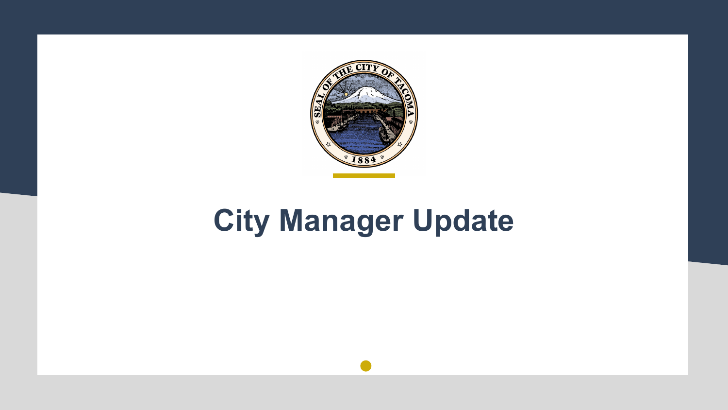# City Manager Update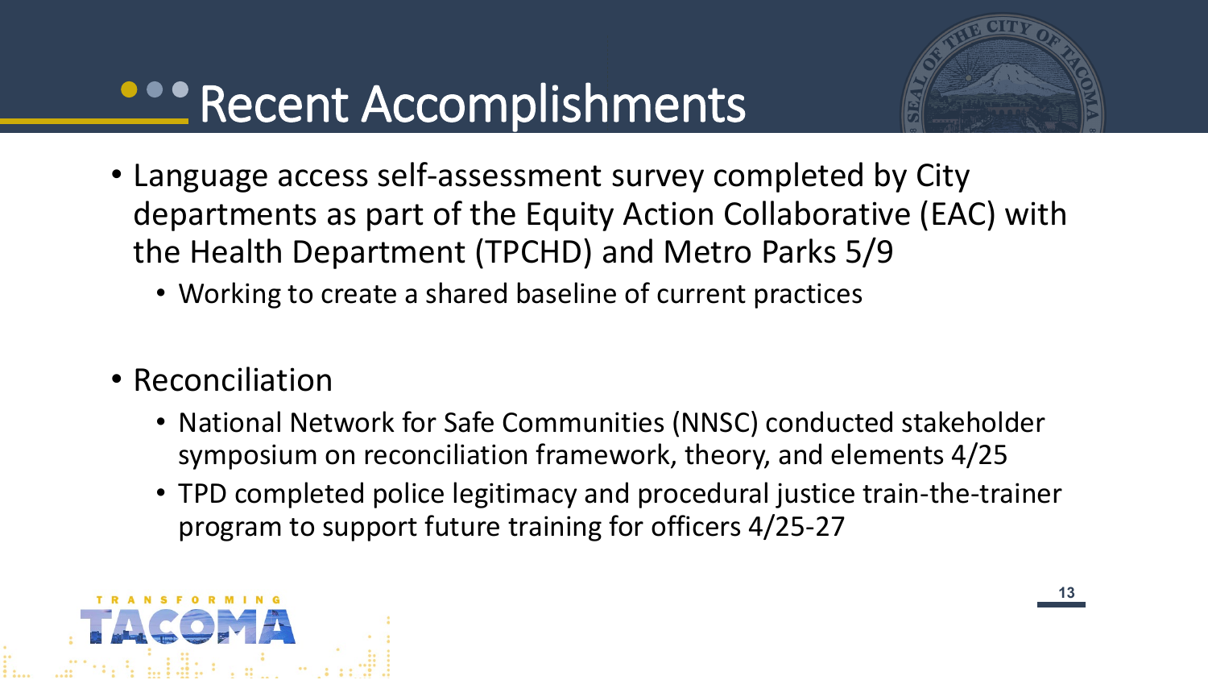# Recent Accomplishments

- Language access self-assessment survey completed by City departments as part of the Equity Action Collaborative (EAC) with the Health Department (TPCHD) and Metro Parks 5/9
  - Working to create a shared baseline of current practices
- Reconciliation
  - National Network for Safe Communities (NNSC) conducted stakeholder symposium on reconciliation framework, theory, and elements 4/25
  - TPD completed police legitimacy and procedural justice train-the-trainer program to support future training for officers 4/25-27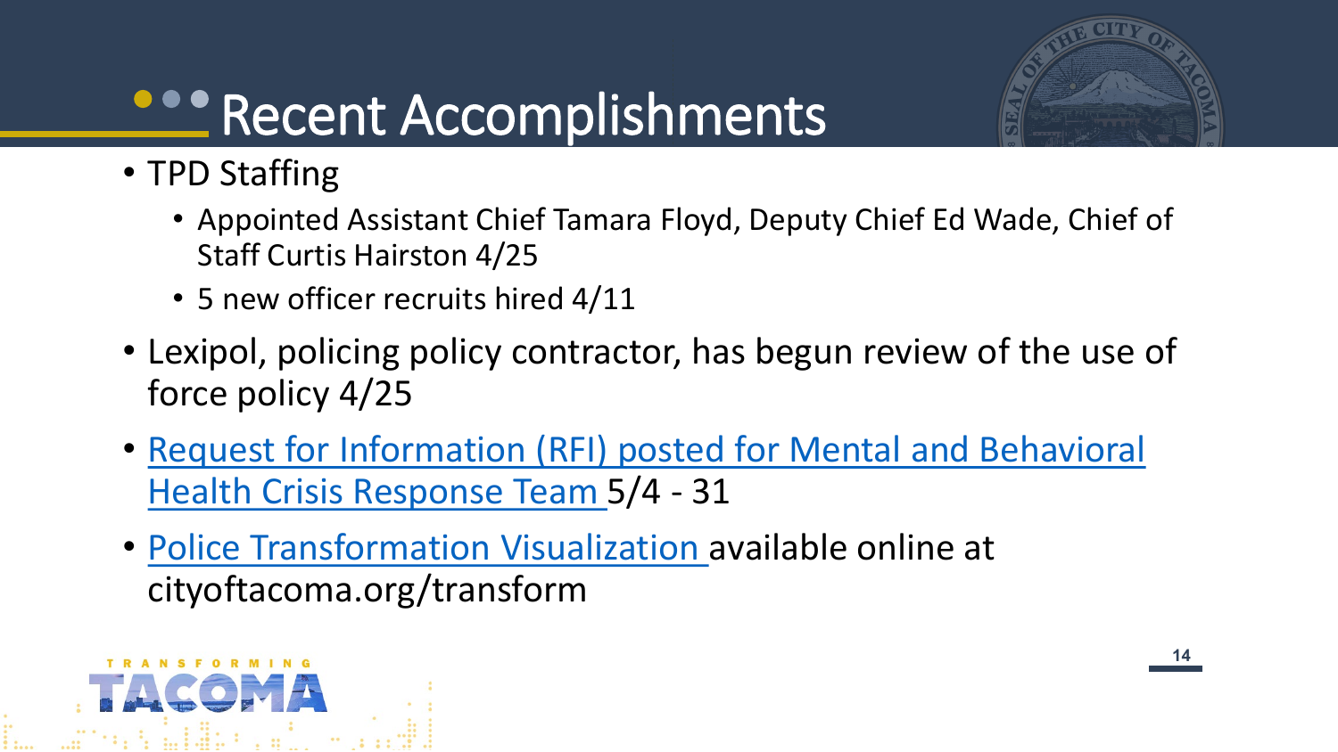# Recent Accomplishments

- TPD Staffing
  - Appointed Assistant Chief Tamara Floyd, Deputy Chief Ed Wade, Chief of Staff Curtis Hairston 4/25
  - 5 new officer recruits hired 4/11
- Lexipol, policing policy contractor, has begun review of the use of force policy 4/25
- Request for Information (RFI) posted for Mental and Behavioral Health Crisis Response Team 5/4 - 31
- Police Transformation Visualization available online at cityoftacoma.org/transform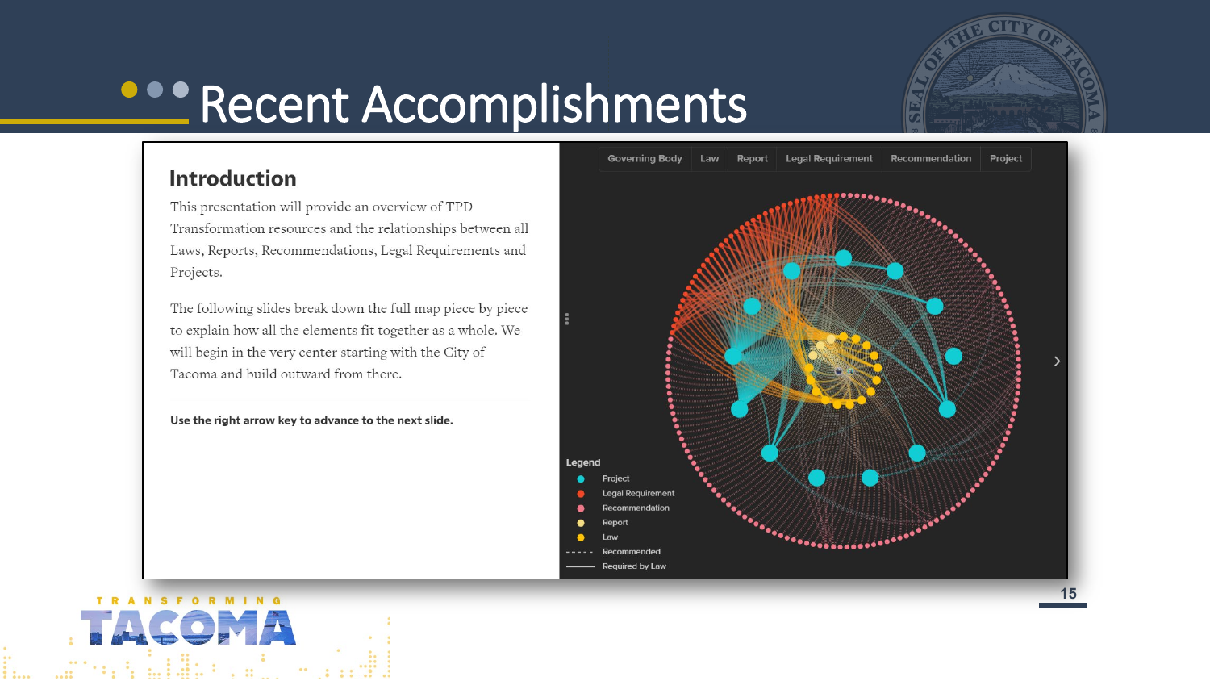# Recent Accomplishments

## Introduction

This presentation will provide an overview of TPD Transformation resources and the relationships between all Laws, Reports, Recommendations, Legal Requirements and Projects.

The following slides break down the full map piece by piece to explain how all the elements fit together as a whole. We will begin in the very center starting with the City of Tacoma and build outward from there.

**Use the right arrow key to advance to the next slide.**

Governing Body | Law | Report | Legal Requirement | Recommendation | Project

**Legend**

- Project
- Legal Requirement
- Recommendation
- Report
- Law
- Recommended
- Required by Law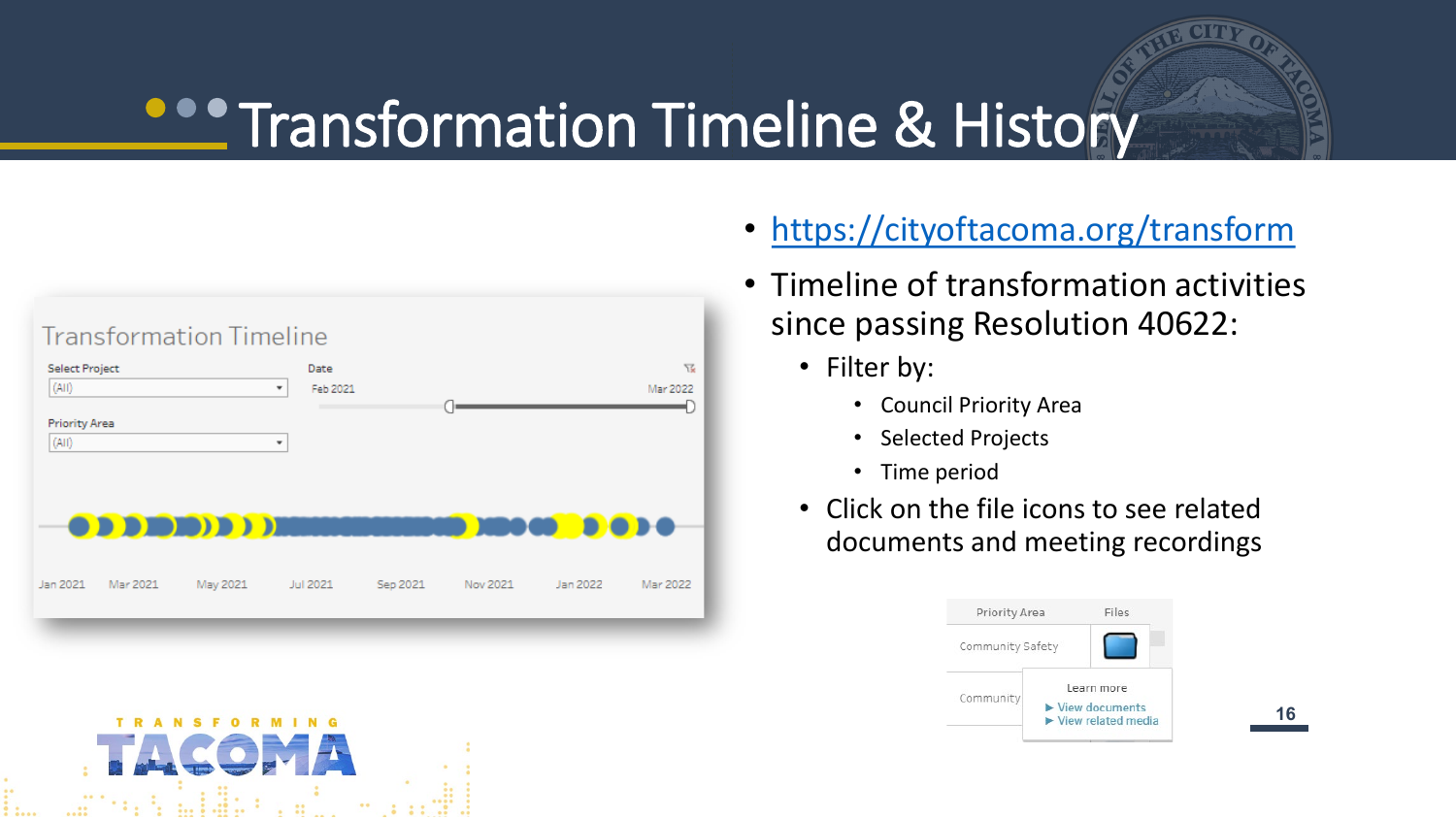# Transformation Timeline & History

- https://cityoftacoma.org/transform
- Timeline of transformation activities since passing Resolution 40622:
  - Filter by:
    - Council Priority Area
    - Selected Projects
    - Time period
  - Click on the file icons to see related documents and meeting recordings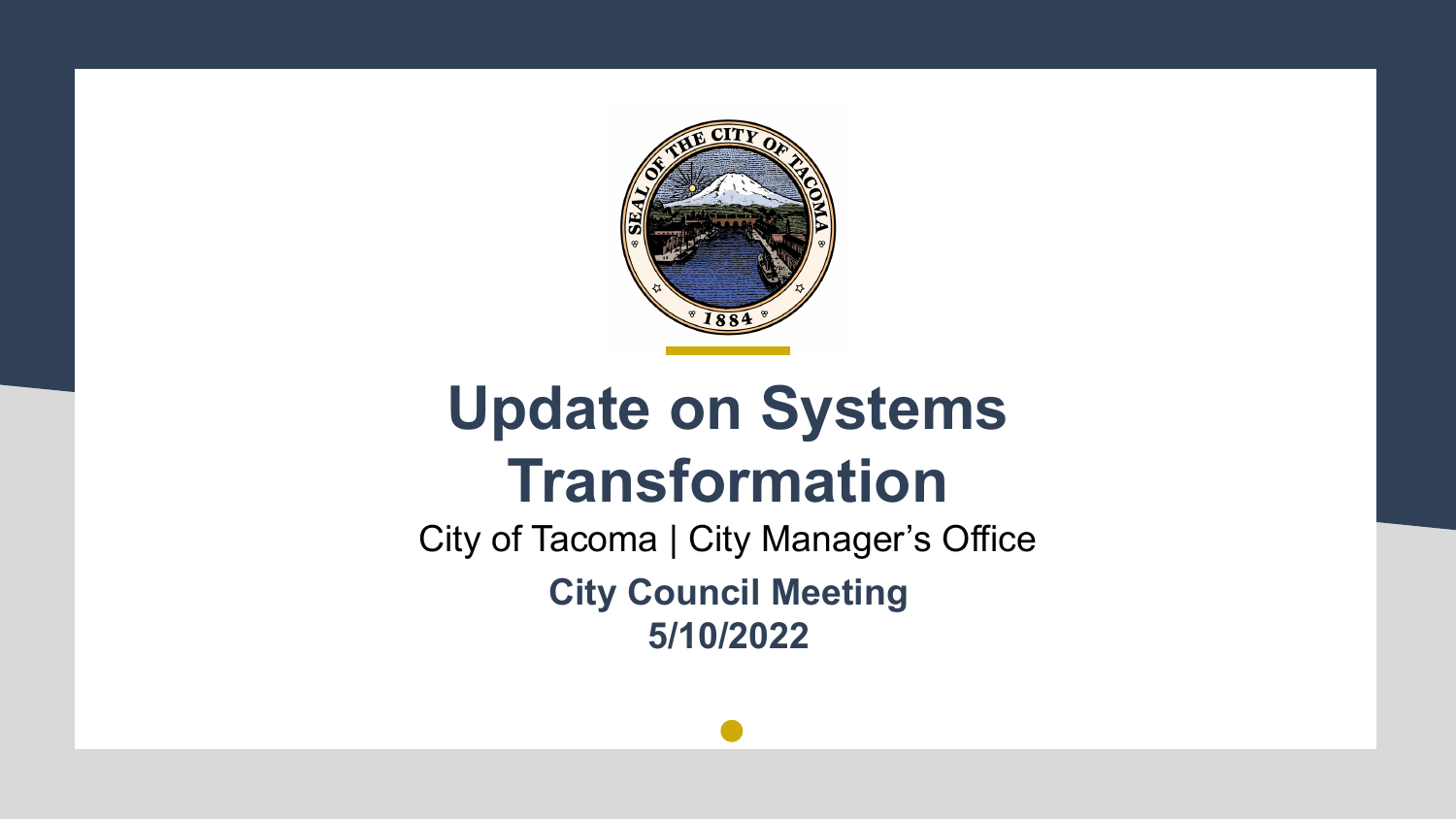# Update on Systems Transformation

City of Tacoma | City Manager's Office

**City Council Meeting**

**5/10/2022**